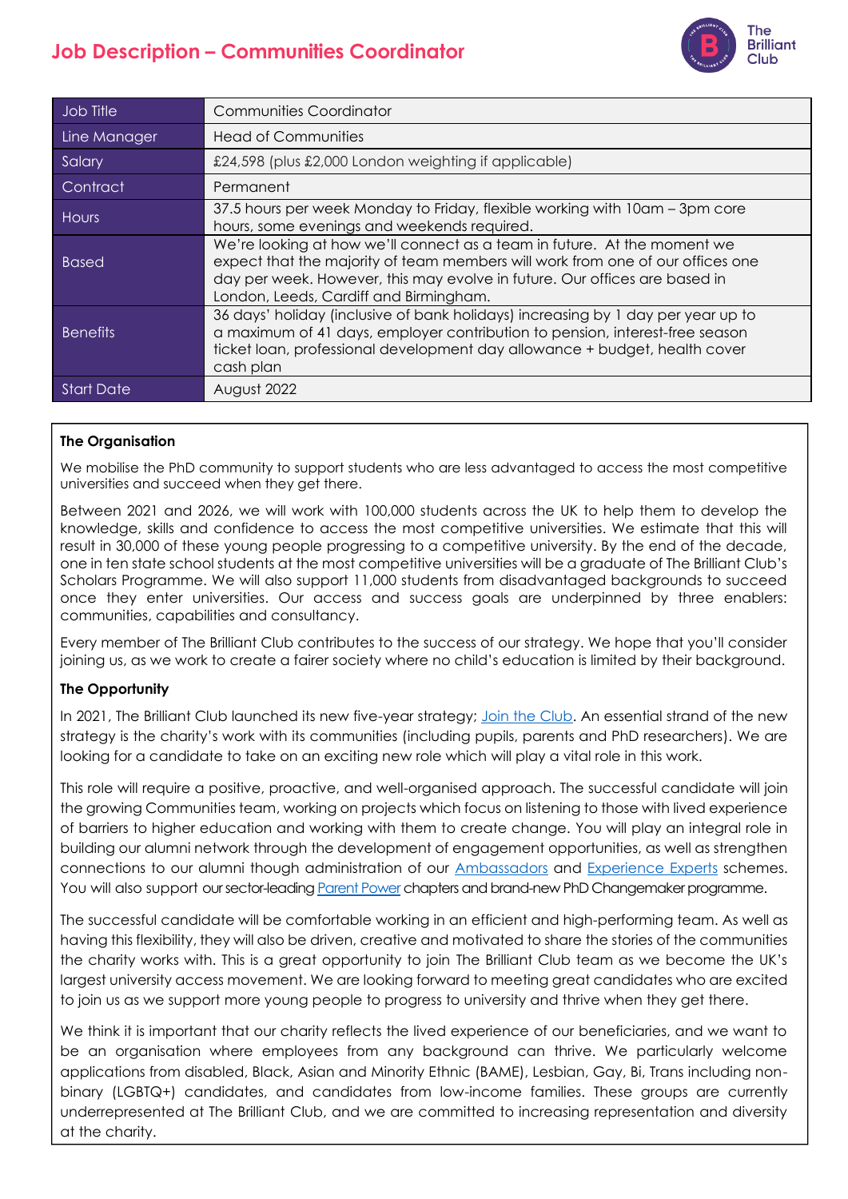# Job Description – Communities Coordinator

| | |
|---|---|
| Job Title | Communities Coordinator |
| Line Manager | Head of Communities |
| Salary | £24,598 (plus £2,000 London weighting if applicable) |
| Contract | Permanent |
| Hours | 37.5 hours per week Monday to Friday, flexible working with 10am – 3pm core hours, some evenings and weekends required. |
| Based | We're looking at how we'll connect as a team in future. At the moment we expect that the majority of team members will work from one of our offices one day per week. However, this may evolve in future. Our offices are based in London, Leeds, Cardiff and Birmingham. |
| Benefits | 36 days' holiday (inclusive of bank holidays) increasing by 1 day per year up to a maximum of 41 days, employer contribution to pension, interest-free season ticket loan, professional development day allowance + budget, health cover cash plan |
| Start Date | August 2022 |

**The Organisation**

We mobilise the PhD community to support students who are less advantaged to access the most competitive universities and succeed when they get there.

Between 2021 and 2026, we will work with 100,000 students across the UK to help them to develop the knowledge, skills and confidence to access the most competitive universities. We estimate that this will result in 30,000 of these young people progressing to a competitive university. By the end of the decade, one in ten state school students at the most competitive universities will be a graduate of The Brilliant Club's Scholars Programme. We will also support 11,000 students from disadvantaged backgrounds to succeed once they enter universities. Our access and success goals are underpinned by three enablers: communities, capabilities and consultancy.

Every member of The Brilliant Club contributes to the success of our strategy. We hope that you'll consider joining us, as we work to create a fairer society where no child's education is limited by their background.

**The Opportunity**

In 2021, The Brilliant Club launched its new five-year strategy; Join the Club. An essential strand of the new strategy is the charity's work with its communities (including pupils, parents and PhD researchers). We are looking for a candidate to take on an exciting new role which will play a vital role in this work.

This role will require a positive, proactive, and well-organised approach. The successful candidate will join the growing Communities team, working on projects which focus on listening to those with lived experience of barriers to higher education and working with them to create change. You will play an integral role in building our alumni network through the development of engagement opportunities, as well as strengthen connections to our alumni though administration of our Ambassadors and Experience Experts schemes. You will also support our sector-leading Parent Power chapters and brand-new PhD Changemaker programme.

The successful candidate will be comfortable working in an efficient and high-performing team. As well as having this flexibility, they will also be driven, creative and motivated to share the stories of the communities the charity works with. This is a great opportunity to join The Brilliant Club team as we become the UK's largest university access movement. We are looking forward to meeting great candidates who are excited to join us as we support more young people to progress to university and thrive when they get there.

We think it is important that our charity reflects the lived experience of our beneficiaries, and we want to be an organisation where employees from any background can thrive. We particularly welcome applications from disabled, Black, Asian and Minority Ethnic (BAME), Lesbian, Gay, Bi, Trans including non-binary (LGBTQ+) candidates, and candidates from low-income families. These groups are currently underrepresented at The Brilliant Club, and we are committed to increasing representation and diversity at the charity.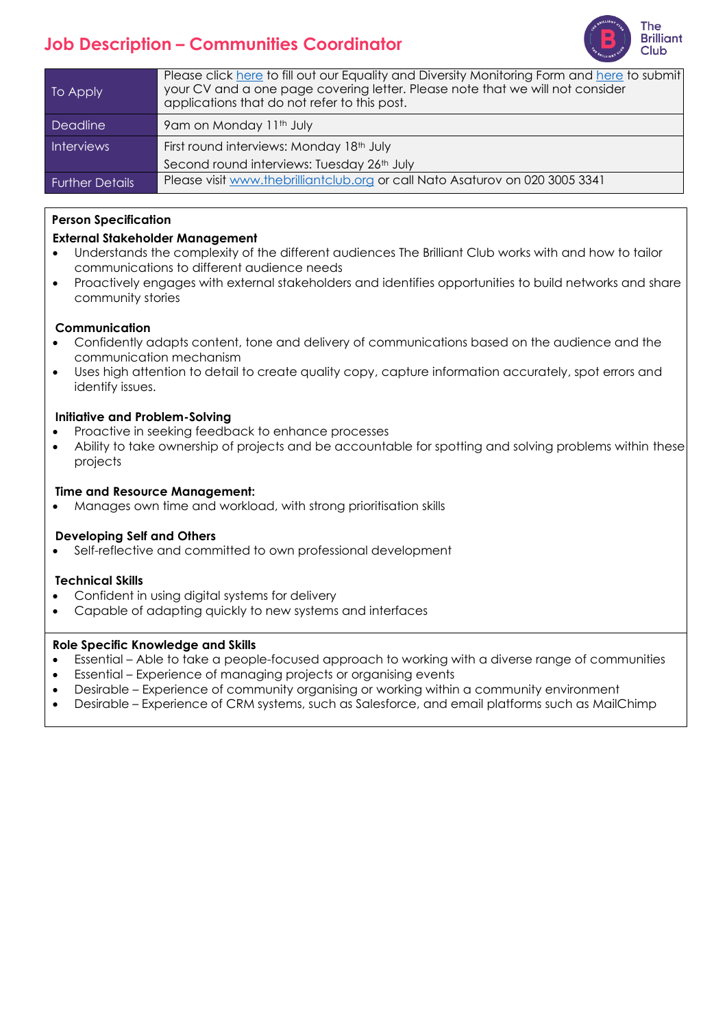# Job Description – Communities Coordinator

| | |
|---|---|
| To Apply | Please click here to fill out our Equality and Diversity Monitoring Form and here to submit your CV and a one page covering letter. Please note that we will not consider applications that do not refer to this post. |
| Deadline | 9am on Monday 11th July |
| Interviews | First round interviews: Monday 18th July<br>Second round interviews: Tuesday 26th July |
| Further Details | Please visit www.thebrilliantclub.org or call Nato Asaturov on 020 3005 3341 |

**Person Specification**

**External Stakeholder Management**

- Understands the complexity of the different audiences The Brilliant Club works with and how to tailor communications to different audience needs
- Proactively engages with external stakeholders and identifies opportunities to build networks and share community stories

**Communication**

- Confidently adapts content, tone and delivery of communications based on the audience and the communication mechanism
- Uses high attention to detail to create quality copy, capture information accurately, spot errors and identify issues.

**Initiative and Problem-Solving**

- Proactive in seeking feedback to enhance processes
- Ability to take ownership of projects and be accountable for spotting and solving problems within these projects

**Time and Resource Management:**

- Manages own time and workload, with strong prioritisation skills

**Developing Self and Others**

- Self-reflective and committed to own professional development

**Technical Skills**

- Confident in using digital systems for delivery
- Capable of adapting quickly to new systems and interfaces

**Role Specific Knowledge and Skills**

- Essential – Able to take a people-focused approach to working with a diverse range of communities
- Essential – Experience of managing projects or organising events
- Desirable – Experience of community organising or working within a community environment
- Desirable – Experience of CRM systems, such as Salesforce, and email platforms such as MailChimp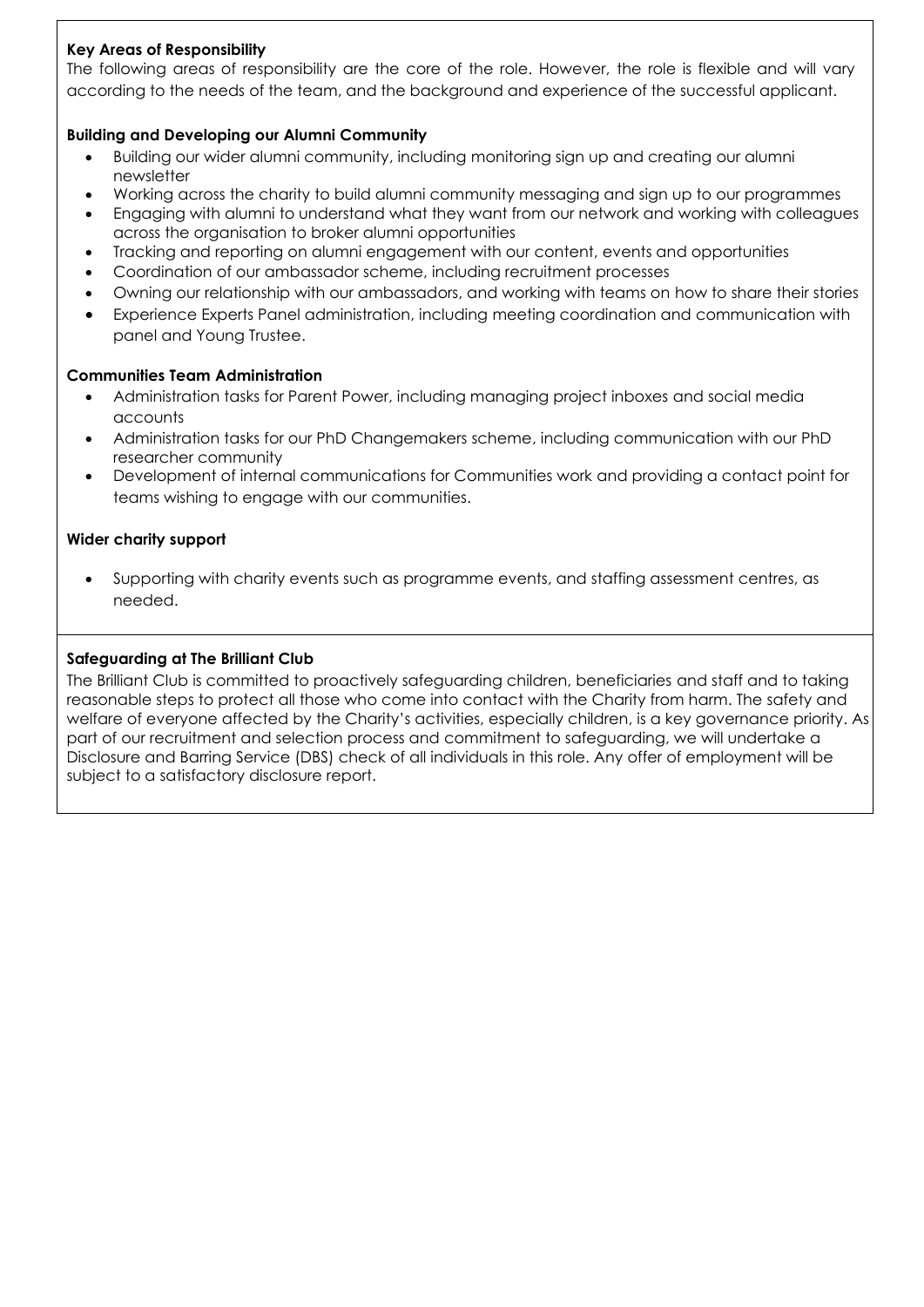**Key Areas of Responsibility**

The following areas of responsibility are the core of the role. However, the role is flexible and will vary according to the needs of the team, and the background and experience of the successful applicant.

**Building and Developing our Alumni Community**

- Building our wider alumni community, including monitoring sign up and creating our alumni newsletter
- Working across the charity to build alumni community messaging and sign up to our programmes
- Engaging with alumni to understand what they want from our network and working with colleagues across the organisation to broker alumni opportunities
- Tracking and reporting on alumni engagement with our content, events and opportunities
- Coordination of our ambassador scheme, including recruitment processes
- Owning our relationship with our ambassadors, and working with teams on how to share their stories
- Experience Experts Panel administration, including meeting coordination and communication with panel and Young Trustee.

**Communities Team Administration**

- Administration tasks for Parent Power, including managing project inboxes and social media accounts
- Administration tasks for our PhD Changemakers scheme, including communication with our PhD researcher community
- Development of internal communications for Communities work and providing a contact point for teams wishing to engage with our communities.

**Wider charity support**

- Supporting with charity events such as programme events, and staffing assessment centres, as needed.

**Safeguarding at The Brilliant Club**

The Brilliant Club is committed to proactively safeguarding children, beneficiaries and staff and to taking reasonable steps to protect all those who come into contact with the Charity from harm. The safety and welfare of everyone affected by the Charity's activities, especially children, is a key governance priority. As part of our recruitment and selection process and commitment to safeguarding, we will undertake a Disclosure and Barring Service (DBS) check of all individuals in this role. Any offer of employment will be subject to a satisfactory disclosure report.